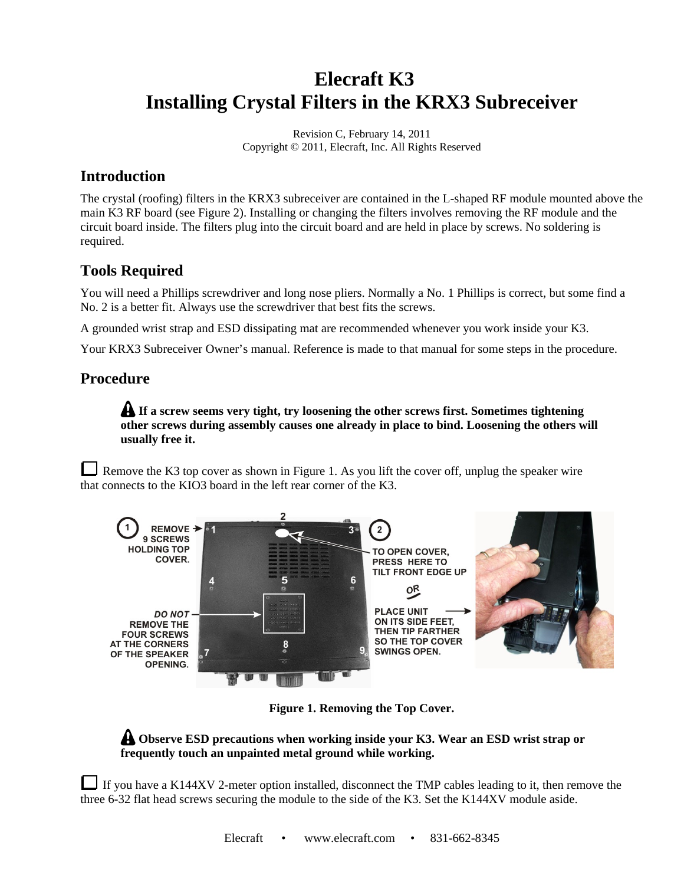# Elecraft K3
# Installing Crystal Filters in the KRX3 Subreceiver

Revision C, February 14, 2011
Copyright © 2011, Elecraft, Inc. All Rights Reserved

## Introduction

The crystal (roofing) filters in the KRX3 subreceiver are contained in the L-shaped RF module mounted above the main K3 RF board (see Figure 2). Installing or changing the filters involves removing the RF module and the circuit board inside. The filters plug into the circuit board and are held in place by screws. No soldering is required.

## Tools Required

You will need a Phillips screwdriver and long nose pliers. Normally a No. 1 Phillips is correct, but some find a No. 2 is a better fit. Always use the screwdriver that best fits the screws.

A grounded wrist strap and ESD dissipating mat are recommended whenever you work inside your K3.

Your KRX3 Subreceiver Owner's manual. Reference is made to that manual for some steps in the procedure.

## Procedure

> ⚠ **If a screw seems very tight, try loosening the other screws first. Sometimes tightening other screws during assembly causes one already in place to bind. Loosening the others will usually free it.**

☐ Remove the K3 top cover as shown in Figure 1. As you lift the cover off, unplug the speaker wire that connects to the KIO3 board in the left rear corner of the K3.

1 REMOVE 9 SCREWS HOLDING TOP COVER.

DO NOT REMOVE THE FOUR SCREWS AT THE CORNERS OF THE SPEAKER OPENING.

2 TO OPEN COVER, PRESS HERE TO TILT FRONT EDGE UP

OR

PLACE UNIT ON ITS SIDE FEET, THEN TIP FARTHER SO THE TOP COVER SWINGS OPEN.

**Figure 1. Removing the Top Cover.**

> ⚠ **Observe ESD precautions when working inside your K3. Wear an ESD wrist strap or frequently touch an unpainted metal ground while working.**

☐ If you have a K144XV 2-meter option installed, disconnect the TMP cables leading to it, then remove the three 6-32 flat head screws securing the module to the side of the K3. Set the K144XV module aside.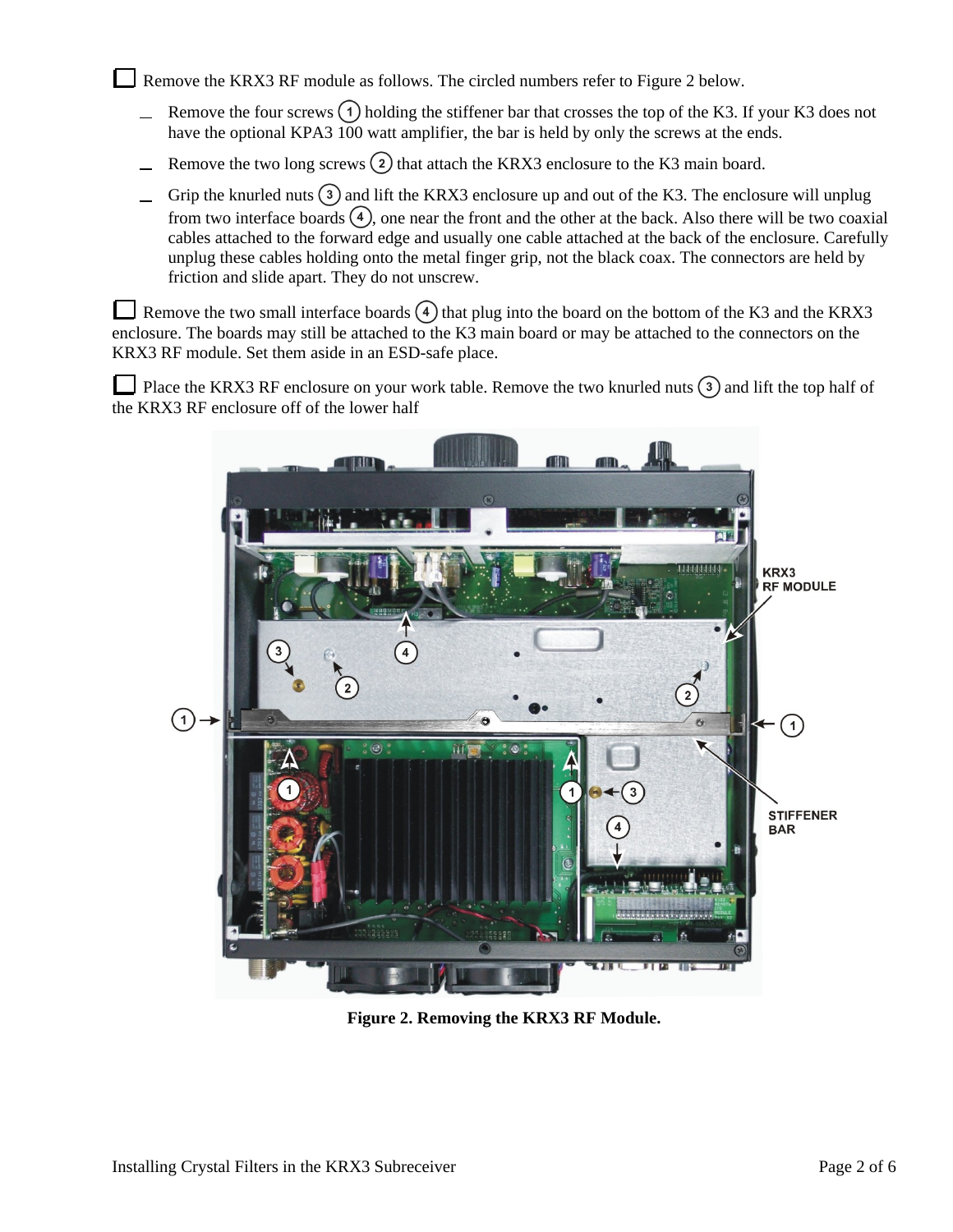☐ Remove the KRX3 RF module as follows. The circled numbers refer to Figure 2 below.

- Remove the four screws (1) holding the stiffener bar that crosses the top of the K3. If your K3 does not have the optional KPA3 100 watt amplifier, the bar is held by only the screws at the ends.
- Remove the two long screws (2) that attach the KRX3 enclosure to the K3 main board.
- Grip the knurled nuts (3) and lift the KRX3 enclosure up and out of the K3. The enclosure will unplug from two interface boards (4), one near the front and the other at the back. Also there will be two coaxial cables attached to the forward edge and usually one cable attached at the back of the enclosure. Carefully unplug these cables holding onto the metal finger grip, not the black coax. The connectors are held by friction and slide apart. They do not unscrew.

☐ Remove the two small interface boards (4) that plug into the board on the bottom of the K3 and the KRX3 enclosure. The boards may still be attached to the K3 main board or may be attached to the connectors on the KRX3 RF module. Set them aside in an ESD-safe place.

☐ Place the KRX3 RF enclosure on your work table. Remove the two knurled nuts (3) and lift the top half of the KRX3 RF enclosure off of the lower half

**Figure 2. Removing the KRX3 RF Module.**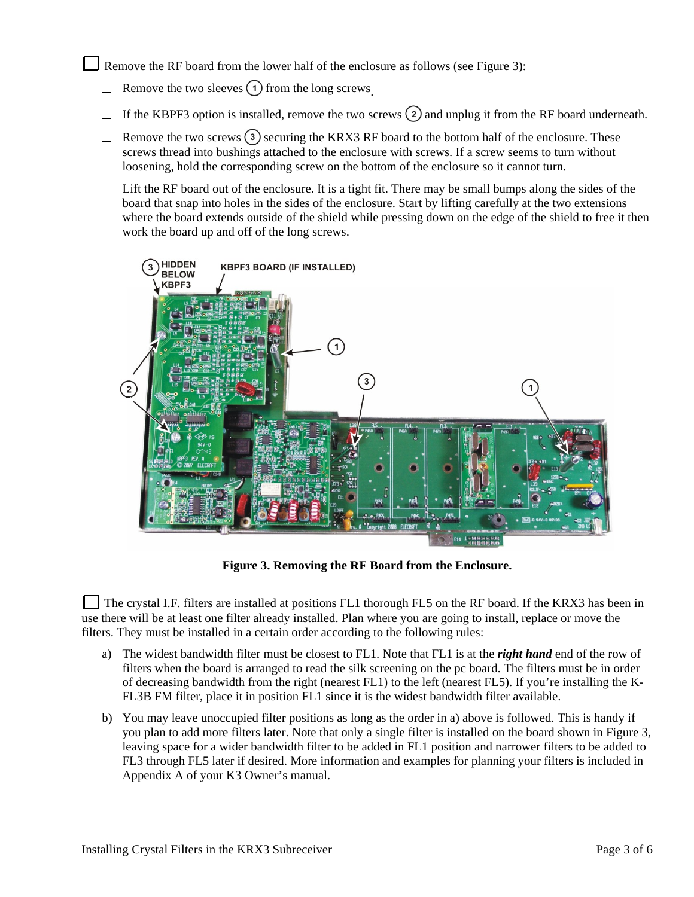☐ Remove the RF board from the lower half of the enclosure as follows (see Figure 3):

- Remove the two sleeves (1) from the long screws.
- If the KBPF3 option is installed, remove the two screws (2) and unplug it from the RF board underneath.
- Remove the two screws (3) securing the KRX3 RF board to the bottom half of the enclosure. These screws thread into bushings attached to the enclosure with screws. If a screw seems to turn without loosening, hold the corresponding screw on the bottom of the enclosure so it cannot turn.
- Lift the RF board out of the enclosure. It is a tight fit. There may be small bumps along the sides of the board that snap into holes in the sides of the enclosure. Start by lifting carefully at the two extensions where the board extends outside of the shield while pressing down on the edge of the shield to free it then work the board up and off of the long screws.

**Figure 3. Removing the RF Board from the Enclosure.**

☐ The crystal I.F. filters are installed at positions FL1 thorough FL5 on the RF board. If the KRX3 has been in use there will be at least one filter already installed. Plan where you are going to install, replace or move the filters. They must be installed in a certain order according to the following rules:

a) The widest bandwidth filter must be closest to FL1. Note that FL1 is at the ***right hand*** end of the row of filters when the board is arranged to read the silk screening on the pc board. The filters must be in order of decreasing bandwidth from the right (nearest FL1) to the left (nearest FL5). If you're installing the K-FL3B FM filter, place it in position FL1 since it is the widest bandwidth filter available.

b) You may leave unoccupied filter positions as long as the order in a) above is followed. This is handy if you plan to add more filters later. Note that only a single filter is installed on the board shown in Figure 3, leaving space for a wider bandwidth filter to be added in FL1 position and narrower filters to be added to FL3 through FL5 later if desired. More information and examples for planning your filters is included in Appendix A of your K3 Owner's manual.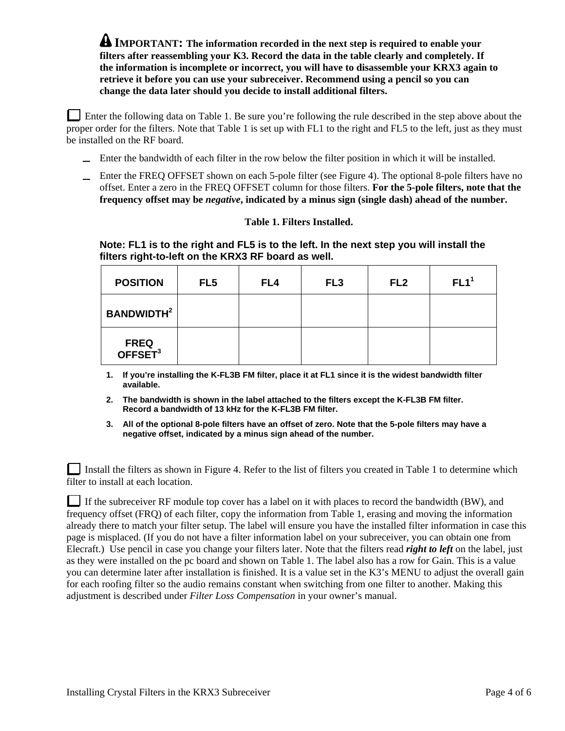**IMPORTANT: The information recorded in the next step is required to enable your filters after reassembling your K3. Record the data in the table clearly and completely. If the information is incomplete or incorrect, you will have to disassemble your KRX3 again to retrieve it before you can use your subreceiver. Recommend using a pencil so you can change the data later should you decide to install additional filters.**

☐ Enter the following data on Table 1. Be sure you're following the rule described in the step above about the proper order for the filters. Note that Table 1 is set up with FL1 to the right and FL5 to the left, just as they must be installed on the RF board.

- _ Enter the bandwidth of each filter in the row below the filter position in which it will be installed.
- _ Enter the FREQ OFFSET shown on each 5-pole filter (see Figure 4). The optional 8-pole filters have no offset. Enter a zero in the FREQ OFFSET column for those filters. **For the 5-pole filters, note that the frequency offset may be *negative*, indicated by a minus sign (single dash) ahead of the number.**

**Table 1. Filters Installed.**

**Note: FL1 is to the right and FL5 is to the left. In the next step you will install the filters right-to-left on the KRX3 RF board as well.**

| POSITION | FL5 | FL4 | FL3 | FL2 | FL1[1] |
|---|---|---|---|---|---|
| BANDWIDTH[2] | | | | | |
| FREQ OFFSET[3] | | | | | |

1. **If you're installing the K-FL3B FM filter, place it at FL1 since it is the widest bandwidth filter available.**
2. **The bandwidth is shown in the label attached to the filters except the K-FL3B FM filter. Record a bandwidth of 13 kHz for the K-FL3B FM filter.**
3. **All of the optional 8-pole filters have an offset of zero. Note that the 5-pole filters may have a negative offset, indicated by a minus sign ahead of the number.**

☐ Install the filters as shown in Figure 4. Refer to the list of filters you created in Table 1 to determine which filter to install at each location.

☐ If the subreceiver RF module top cover has a label on it with places to record the bandwidth (BW), and frequency offset (FRQ) of each filter, copy the information from Table 1, erasing and moving the information already there to match your filter setup. The label will ensure you have the installed filter information in case this page is misplaced. (If you do not have a filter information label on your subreceiver, you can obtain one from Elecraft.) Use pencil in case you change your filters later. Note that the filters read ***right to left*** on the label, just as they were installed on the pc board and shown on Table 1. The label also has a row for Gain. This is a value you can determine later after installation is finished. It is a value set in the K3's MENU to adjust the overall gain for each roofing filter so the audio remains constant when switching from one filter to another. Making this adjustment is described under *Filter Loss Compensation* in your owner's manual.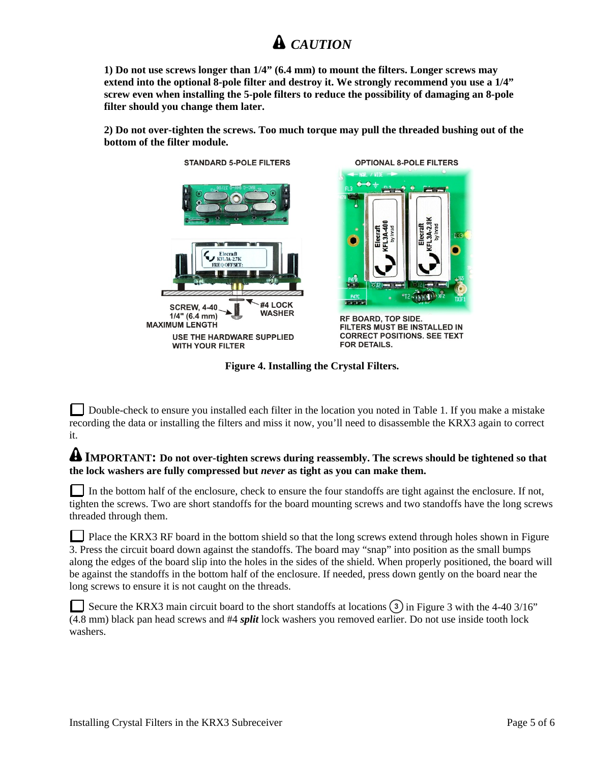# ⚠ *CAUTION*

**1) Do not use screws longer than 1/4" (6.4 mm) to mount the filters. Longer screws may extend into the optional 8-pole filter and destroy it. We strongly recommend you use a 1/4" screw even when installing the 5-pole filters to reduce the possibility of damaging an 8-pole filter should you change them later.**

**2) Do not over-tighten the screws. Too much torque may pull the threaded bushing out of the bottom of the filter module.**

STANDARD 5-POLE FILTERS

SCREW, 4-40 1/4" (6.4 mm) MAXIMUM LENGTH

#4 LOCK WASHER

USE THE HARDWARE SUPPLIED WITH YOUR FILTER

OPTIONAL 8-POLE FILTERS

RF BOARD, TOP SIDE. FILTERS MUST BE INSTALLED IN CORRECT POSITIONS. SEE TEXT FOR DETAILS.

**Figure 4. Installing the Crystal Filters.**

☐ Double-check to ensure you installed each filter in the location you noted in Table 1. If you make a mistake recording the data or installing the filters and miss it now, you'll need to disassemble the KRX3 again to correct it.

⚠ **IMPORTANT: Do not over-tighten screws during reassembly. The screws should be tightened so that the lock washers are fully compressed but *never* as tight as you can make them.**

☐ In the bottom half of the enclosure, check to ensure the four standoffs are tight against the enclosure. If not, tighten the screws. Two are short standoffs for the board mounting screws and two standoffs have the long screws threaded through them.

☐ Place the KRX3 RF board in the bottom shield so that the long screws extend through holes shown in Figure 3. Press the circuit board down against the standoffs. The board may "snap" into position as the small bumps along the edges of the board slip into the holes in the sides of the shield. When properly positioned, the board will be against the standoffs in the bottom half of the enclosure. If needed, press down gently on the board near the long screws to ensure it is not caught on the threads.

☐ Secure the KRX3 main circuit board to the short standoffs at locations (3) in Figure 3 with the 4-40 3/16" (4.8 mm) black pan head screws and #4 ***split*** lock washers you removed earlier. Do not use inside tooth lock washers.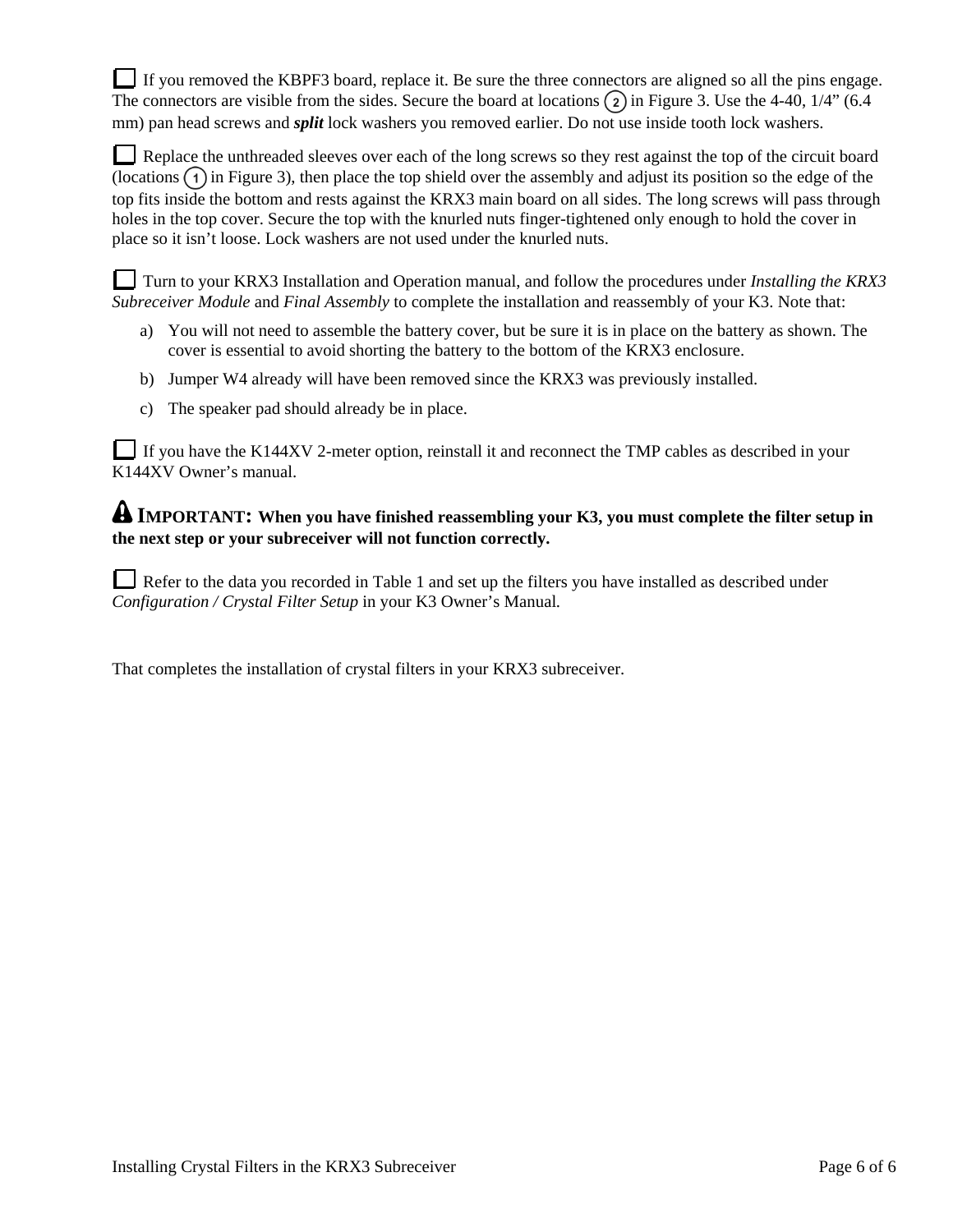☐ If you removed the KBPF3 board, replace it. Be sure the three connectors are aligned so all the pins engage. The connectors are visible from the sides. Secure the board at locations (2) in Figure 3. Use the 4-40, 1/4" (6.4 mm) pan head screws and ***split*** lock washers you removed earlier. Do not use inside tooth lock washers.

☐ Replace the unthreaded sleeves over each of the long screws so they rest against the top of the circuit board (locations (1) in Figure 3), then place the top shield over the assembly and adjust its position so the edge of the top fits inside the bottom and rests against the KRX3 main board on all sides. The long screws will pass through holes in the top cover. Secure the top with the knurled nuts finger-tightened only enough to hold the cover in place so it isn't loose. Lock washers are not used under the knurled nuts.

☐ Turn to your KRX3 Installation and Operation manual, and follow the procedures under *Installing the KRX3 Subreceiver Module* and *Final Assembly* to complete the installation and reassembly of your K3. Note that:

a) You will not need to assemble the battery cover, but be sure it is in place on the battery as shown. The cover is essential to avoid shorting the battery to the bottom of the KRX3 enclosure.

b) Jumper W4 already will have been removed since the KRX3 was previously installed.

c) The speaker pad should already be in place.

☐ If you have the K144XV 2-meter option, reinstall it and reconnect the TMP cables as described in your K144XV Owner's manual.

**⚠ IMPORTANT: When you have finished reassembling your K3, you must complete the filter setup in the next step or your subreceiver will not function correctly.**

☐ Refer to the data you recorded in Table 1 and set up the filters you have installed as described under *Configuration / Crystal Filter Setup* in your K3 Owner's Manual.

That completes the installation of crystal filters in your KRX3 subreceiver.